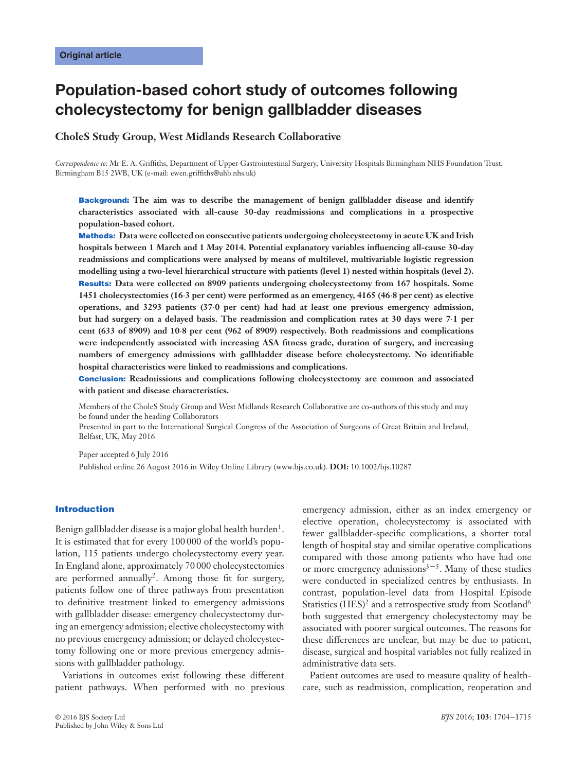Original article

# Population-based cohort study of outcomes following cholecystectomy for benign gallbladder diseases

**CholeS Study Group, West Midlands Research Collaborative**

*Correspondence to:* Mr E. A. Griffiths, Department of Upper Gastrointestinal Surgery, University Hospitals Birmingham NHS Foundation Trust, Birmingham B15 2WB, UK (e-mail: ewen.griffiths@uhb.nhs.uk)

**Background:** **The aim was to describe the management of benign gallbladder disease and identify characteristics associated with all-cause 30-day readmissions and complications in a prospective population-based cohort.**

**Methods:** **Data were collected on consecutive patients undergoing cholecystectomy in acute UK and Irish hospitals between 1 March and 1 May 2014. Potential explanatory variables influencing all-cause 30-day readmissions and complications were analysed by means of multilevel, multivariable logistic regression modelling using a two-level hierarchical structure with patients (level 1) nested within hospitals (level 2).**

**Results:** **Data were collected on 8909 patients undergoing cholecystectomy from 167 hospitals. Some 1451 cholecystectomies (16·3 per cent) were performed as an emergency, 4165 (46·8 per cent) as elective operations, and 3293 patients (37·0 per cent) had had at least one previous emergency admission, but had surgery on a delayed basis. The readmission and complication rates at 30 days were 7·1 per cent (633 of 8909) and 10·8 per cent (962 of 8909) respectively. Both readmissions and complications were independently associated with increasing ASA fitness grade, duration of surgery, and increasing numbers of emergency admissions with gallbladder disease before cholecystectomy. No identifiable hospital characteristics were linked to readmissions and complications.**

**Conclusion:** **Readmissions and complications following cholecystectomy are common and associated with patient and disease characteristics.**

Members of the CholeS Study Group and West Midlands Research Collaborative are co-authors of this study and may be found under the heading Collaborators

Presented in part to the International Surgical Congress of the Association of Surgeons of Great Britain and Ireland, Belfast, UK, May 2016

Paper accepted 6 July 2016

Published online 26 August 2016 in Wiley Online Library (www.bjs.co.uk). **DOI:** 10.1002/bjs.10287

## Introduction

Benign gallbladder disease is a major global health burden[1]. It is estimated that for every 100 000 of the world's population, 115 patients undergo cholecystectomy every year. In England alone, approximately 70 000 cholecystectomies are performed annually[2]. Among those fit for surgery, patients follow one of three pathways from presentation to definitive treatment linked to emergency admissions with gallbladder disease: emergency cholecystectomy during an emergency admission; elective cholecystectomy with no previous emergency admission; or delayed cholecystectomy following one or more previous emergency admissions with gallbladder pathology.

Variations in outcomes exist following these different patient pathways. When performed with no previous emergency admission, either as an index emergency or elective operation, cholecystectomy is associated with fewer gallbladder-specific complications, a shorter total length of hospital stay and similar operative complications compared with those among patients who have had one or more emergency admissions[3–5]. Many of these studies were conducted in specialized centres by enthusiasts. In contrast, population-level data from Hospital Episode Statistics (HES)[2] and a retrospective study from Scotland[6] both suggested that emergency cholecystectomy may be associated with poorer surgical outcomes. The reasons for these differences are unclear, but may be due to patient, disease, surgical and hospital variables not fully realized in administrative data sets.

Patient outcomes are used to measure quality of healthcare, such as readmission, complication, reoperation and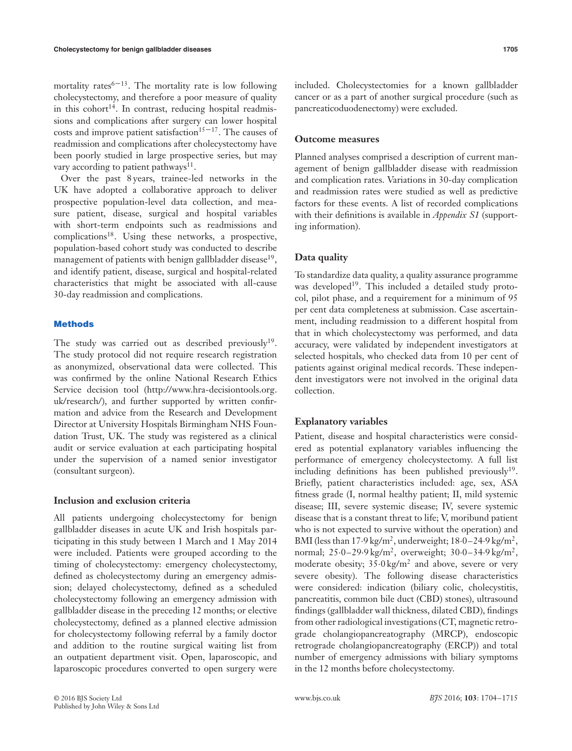mortality rates[6–13]. The mortality rate is low following cholecystectomy, and therefore a poor measure of quality in this cohort[14]. In contrast, reducing hospital readmissions and complications after surgery can lower hospital costs and improve patient satisfaction[15–17]. The causes of readmission and complications after cholecystectomy have been poorly studied in large prospective series, but may vary according to patient pathways[11].

Over the past 8 years, trainee-led networks in the UK have adopted a collaborative approach to deliver prospective population-level data collection, and measure patient, disease, surgical and hospital variables with short-term endpoints such as readmissions and complications[18]. Using these networks, a prospective, population-based cohort study was conducted to describe management of patients with benign gallbladder disease[19], and identify patient, disease, surgical and hospital-related characteristics that might be associated with all-cause 30-day readmission and complications.

## Methods

The study was carried out as described previously[19]. The study protocol did not require research registration as anonymized, observational data were collected. This was confirmed by the online National Research Ethics Service decision tool (http://www.hra-decisiontools.org.uk/research/), and further supported by written confirmation and advice from the Research and Development Director at University Hospitals Birmingham NHS Foundation Trust, UK. The study was registered as a clinical audit or service evaluation at each participating hospital under the supervision of a named senior investigator (consultant surgeon).

### Inclusion and exclusion criteria

All patients undergoing cholecystectomy for benign gallbladder diseases in acute UK and Irish hospitals participating in this study between 1 March and 1 May 2014 were included. Patients were grouped according to the timing of cholecystectomy: emergency cholecystectomy, defined as cholecystectomy during an emergency admission; delayed cholecystectomy, defined as a scheduled cholecystectomy following an emergency admission with gallbladder disease in the preceding 12 months; or elective cholecystectomy, defined as a planned elective admission for cholecystectomy following referral by a family doctor and addition to the routine surgical waiting list from an outpatient department visit. Open, laparoscopic, and laparoscopic procedures converted to open surgery were included. Cholecystectomies for a known gallbladder cancer or as a part of another surgical procedure (such as pancreaticoduodenectomy) were excluded.

### Outcome measures

Planned analyses comprised a description of current management of benign gallbladder disease with readmission and complication rates. Variations in 30-day complication and readmission rates were studied as well as predictive factors for these events. A list of recorded complications with their definitions is available in *Appendix S1* (supporting information).

### Data quality

To standardize data quality, a quality assurance programme was developed[19]. This included a detailed study protocol, pilot phase, and a requirement for a minimum of 95 per cent data completeness at submission. Case ascertainment, including readmission to a different hospital from that in which cholecystectomy was performed, and data accuracy, were validated by independent investigators at selected hospitals, who checked data from 10 per cent of patients against original medical records. These independent investigators were not involved in the original data collection.

### Explanatory variables

Patient, disease and hospital characteristics were considered as potential explanatory variables influencing the performance of emergency cholecystectomy. A full list including definitions has been published previously[19]. Briefly, patient characteristics included: age, sex, ASA fitness grade (I, normal healthy patient; II, mild systemic disease; III, severe systemic disease; IV, severe systemic disease that is a constant threat to life; V, moribund patient who is not expected to survive without the operation) and BMI (less than 17·9 kg/m$^2$, underweight; 18·0–24·9 kg/m$^2$, normal; 25·0–29·9 kg/m$^2$, overweight; 30·0–34·9 kg/m$^2$, moderate obesity; 35·0 kg/m$^2$ and above, severe or very severe obesity). The following disease characteristics were considered: indication (biliary colic, cholecystitis, pancreatitis, common bile duct (CBD) stones), ultrasound findings (gallbladder wall thickness, dilated CBD), findings from other radiological investigations (CT, magnetic retrograde cholangiopancreatography (MRCP), endoscopic retrograde cholangiopancreatography (ERCP)) and total number of emergency admissions with biliary symptoms in the 12 months before cholecystectomy.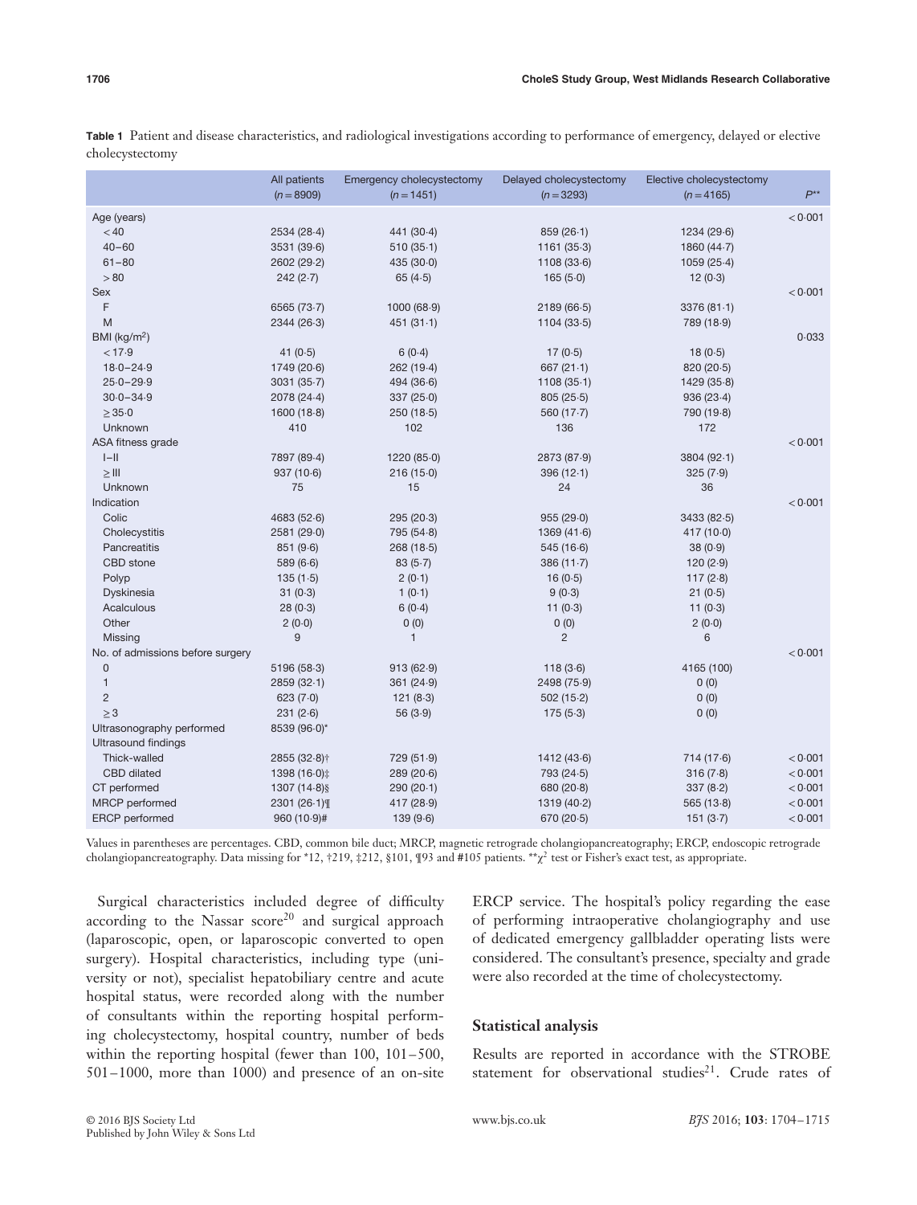**Table 1** Patient and disease characteristics, and radiological investigations according to performance of emergency, delayed or elective cholecystectomy

| | All patients ($n = 8909$) | Emergency cholecystectomy ($n = 1451$) | Delayed cholecystectomy ($n = 3293$) | Elective cholecystectomy ($n = 4165$) | $P$** |
|---|---|---|---|---|---|
| Age (years) | | | | | < 0·001 |
| < 40 | 2534 (28·4) | 441 (30·4) | 859 (26·1) | 1234 (29·6) | |
| 40–60 | 3531 (39·6) | 510 (35·1) | 1161 (35·3) | 1860 (44·7) | |
| 61–80 | 2602 (29·2) | 435 (30·0) | 1108 (33·6) | 1059 (25·4) | |
| > 80 | 242 (2·7) | 65 (4·5) | 165 (5·0) | 12 (0·3) | |
| Sex | | | | | < 0·001 |
| F | 6565 (73·7) | 1000 (68·9) | 2189 (66·5) | 3376 (81·1) | |
| M | 2344 (26·3) | 451 (31·1) | 1104 (33·5) | 789 (18·9) | |
| BMI (kg/m²) | | | | | 0·033 |
| < 17·9 | 41 (0·5) | 6 (0·4) | 17 (0·5) | 18 (0·5) | |
| 18·0–24·9 | 1749 (20·6) | 262 (19·4) | 667 (21·1) | 820 (20·5) | |
| 25·0–29·9 | 3031 (35·7) | 494 (36·6) | 1108 (35·1) | 1429 (35·8) | |
| 30·0–34·9 | 2078 (24·4) | 337 (25·0) | 805 (25·5) | 936 (23·4) | |
| ≥ 35·0 | 1600 (18·8) | 250 (18·5) | 560 (17·7) | 790 (19·8) | |
| Unknown | 410 | 102 | 136 | 172 | |
| ASA fitness grade | | | | | < 0·001 |
| I–II | 7897 (89·4) | 1220 (85·0) | 2873 (87·9) | 3804 (92·1) | |
| ≥ III | 937 (10·6) | 216 (15·0) | 396 (12·1) | 325 (7·9) | |
| Unknown | 75 | 15 | 24 | 36 | |
| Indication | | | | | < 0·001 |
| Colic | 4683 (52·6) | 295 (20·3) | 955 (29·0) | 3433 (82·5) | |
| Cholecystitis | 2581 (29·0) | 795 (54·8) | 1369 (41·6) | 417 (10·0) | |
| Pancreatitis | 851 (9·6) | 268 (18·5) | 545 (16·6) | 38 (0·9) | |
| CBD stone | 589 (6·6) | 83 (5·7) | 386 (11·7) | 120 (2·9) | |
| Polyp | 135 (1·5) | 2 (0·1) | 16 (0·5) | 117 (2·8) | |
| Dyskinesia | 31 (0·3) | 1 (0·1) | 9 (0·3) | 21 (0·5) | |
| Acalculous | 28 (0·3) | 6 (0·4) | 11 (0·3) | 11 (0·3) | |
| Other | 2 (0·0) | 0 (0) | 0 (0) | 2 (0·0) | |
| Missing | 9 | 1 | 2 | 6 | |
| No. of admissions before surgery | | | | | < 0·001 |
| 0 | 5196 (58·3) | 913 (62·9) | 118 (3·6) | 4165 (100) | |
| 1 | 2859 (32·1) | 361 (24·9) | 2498 (75·9) | 0 (0) | |
| 2 | 623 (7·0) | 121 (8·3) | 502 (15·2) | 0 (0) | |
| ≥ 3 | 231 (2·6) | 56 (3·9) | 175 (5·3) | 0 (0) | |
| Ultrasonography performed | 8539 (96·0)* | | | | |
| Ultrasound findings | | | | | |
| Thick-walled | 2855 (32·8)† | 729 (51·9) | 1412 (43·6) | 714 (17·6) | < 0·001 |
| CBD dilated | 1398 (16·0)‡ | 289 (20·6) | 793 (24·5) | 316 (7·8) | < 0·001 |
| CT performed | 1307 (14·8)§ | 290 (20·1) | 680 (20·8) | 337 (8·2) | < 0·001 |
| MRCP performed | 2301 (26·1)¶ | 417 (28·9) | 1319 (40·2) | 565 (13·8) | < 0·001 |
| ERCP performed | 960 (10·9)# | 139 (9·6) | 670 (20·5) | 151 (3·7) | < 0·001 |

Values in parentheses are percentages. CBD, common bile duct; MRCP, magnetic retrograde cholangiopancreatography; ERCP, endoscopic retrograde cholangiopancreatography. Data missing for *12, †219, ‡212, §101, ¶93 and #105 patients. **$\chi^2$ test or Fisher's exact test, as appropriate.

Surgical characteristics included degree of difficulty according to the Nassar score[20] and surgical approach (laparoscopic, open, or laparoscopic converted to open surgery). Hospital characteristics, including type (university or not), specialist hepatobiliary centre and acute hospital status, were recorded along with the number of consultants within the reporting hospital performing cholecystectomy, hospital country, number of beds within the reporting hospital (fewer than 100, 101–500, 501–1000, more than 1000) and presence of an on-site ERCP service. The hospital's policy regarding the ease of performing intraoperative cholangiography and use of dedicated emergency gallbladder operating lists were considered. The consultant's presence, specialty and grade were also recorded at the time of cholecystectomy.

## Statistical analysis

Results are reported in accordance with the STROBE statement for observational studies[21]. Crude rates of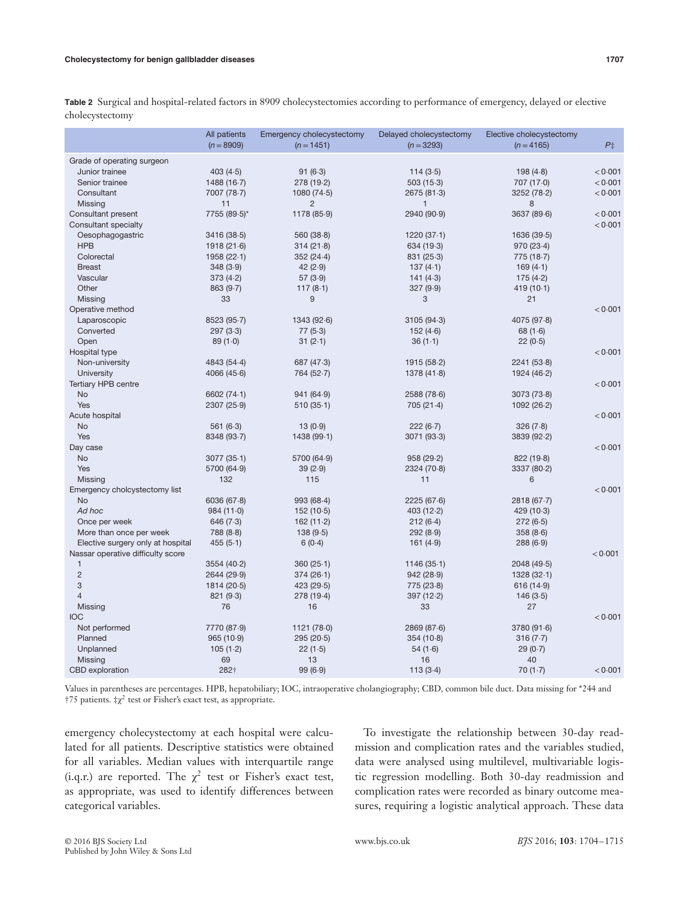**Table 2** Surgical and hospital-related factors in 8909 cholecystectomies according to performance of emergency, delayed or elective cholecystectomy

| | All patients (*n* = 8909) | Emergency cholecystectomy (*n* = 1451) | Delayed cholecystectomy (*n* = 3293) | Elective cholecystectomy (*n* = 4165) | *P*‡ |
|---|---|---|---|---|---|
| Grade of operating surgeon | | | | | |
| Junior trainee | 403 (4·5) | 91 (6·3) | 114 (3·5) | 198 (4·8) | < 0·001 |
| Senior trainee | 1488 (16·7) | 278 (19·2) | 503 (15·3) | 707 (17·0) | < 0·001 |
| Consultant | 7007 (78·7) | 1080 (74·5) | 2675 (81·3) | 3252 (78·2) | < 0·001 |
| Missing | 11 | 2 | 1 | 8 | |
| Consultant present | 7755 (89·5)* | 1178 (85·9) | 2940 (90·9) | 3637 (89·6) | < 0·001 |
| Consultant specialty | | | | | < 0·001 |
| Oesophagogastric | 3416 (38·5) | 560 (38·8) | 1220 (37·1) | 1636 (39·5) | |
| HPB | 1918 (21·6) | 314 (21·8) | 634 (19·3) | 970 (23·4) | |
| Colorectal | 1958 (22·1) | 352 (24·4) | 831 (25·3) | 775 (18·7) | |
| Breast | 348 (3·9) | 42 (2·9) | 137 (4·1) | 169 (4·1) | |
| Vascular | 373 (4·2) | 57 (3·9) | 141 (4·3) | 175 (4·2) | |
| Other | 863 (9·7) | 117 (8·1) | 327 (9·9) | 419 (10·1) | |
| Missing | 33 | 9 | 3 | 21 | |
| Operative method | | | | | < 0·001 |
| Laparoscopic | 8523 (95·7) | 1343 (92·6) | 3105 (94·3) | 4075 (97·8) | |
| Converted | 297 (3·3) | 77 (5·3) | 152 (4·6) | 68 (1·6) | |
| Open | 89 (1·0) | 31 (2·1) | 36 (1·1) | 22 (0·5) | |
| Hospital type | | | | | < 0·001 |
| Non-university | 4843 (54·4) | 687 (47·3) | 1915 (58·2) | 2241 (53·8) | |
| University | 4066 (45·6) | 764 (52·7) | 1378 (41·8) | 1924 (46·2) | |
| Tertiary HPB centre | | | | | < 0·001 |
| No | 6602 (74·1) | 941 (64·9) | 2588 (78·6) | 3073 (73·8) | |
| Yes | 2307 (25·9) | 510 (35·1) | 705 (21·4) | 1092 (26·2) | |
| Acute hospital | | | | | < 0·001 |
| No | 561 (6·3) | 13 (0·9) | 222 (6·7) | 326 (7·8) | |
| Yes | 8348 (93·7) | 1438 (99·1) | 3071 (93·3) | 3839 (92·2) | |
| Day case | | | | | < 0·001 |
| No | 3077 (35·1) | 5700 (64·9) | 958 (29·2) | 822 (19·8) | |
| Yes | 5700 (64·9) | 39 (2·9) | 2324 (70·8) | 3337 (80·2) | |
| Missing | 132 | 115 | 11 | 6 | |
| Emergency cholcystectomy list | | | | | < 0·001 |
| No | 6036 (67·8) | 993 (68·4) | 2225 (67·6) | 2818 (67·7) | |
| *Ad hoc* | 984 (11·0) | 152 (10·5) | 403 (12·2) | 429 (10·3) | |
| Once per week | 646 (7·3) | 162 (11·2) | 212 (6·4) | 272 (6·5) | |
| More than once per week | 788 (8·8) | 138 (9·5) | 292 (8·9) | 358 (8·6) | |
| Elective surgery only at hospital | 455 (5·1) | 6 (0·4) | 161 (4·9) | 288 (6·9) | |
| Nassar operative difficulty score | | | | | < 0·001 |
| 1 | 3554 (40·2) | 360 (25·1) | 1146 (35·1) | 2048 (49·5) | |
| 2 | 2644 (29·9) | 374 (26·1) | 942 (28·9) | 1328 (32·1) | |
| 3 | 1814 (20·5) | 423 (29·5) | 775 (23·8) | 616 (14·9) | |
| 4 | 821 (9·3) | 278 (19·4) | 397 (12·2) | 146 (3·5) | |
| Missing | 76 | 16 | 33 | 27 | |
| IOC | | | | | < 0·001 |
| Not performed | 7770 (87·9) | 1121 (78·0) | 2869 (87·6) | 3780 (91·6) | |
| Planned | 965 (10·9) | 295 (20·5) | 354 (10·8) | 316 (7·7) | |
| Unplanned | 105 (1·2) | 22 (1·5) | 54 (1·6) | 29 (0·7) | |
| Missing | 69 | 13 | 16 | 40 | |
| CBD exploration | 282† | 99 (6·9) | 113 (3·4) | 70 (1·7) | < 0·001 |

Values in parentheses are percentages. HPB, hepatobiliary; IOC, intraoperative cholangiography; CBD, common bile duct. Data missing for *244 and †75 patients. ‡$\chi^2$ test or Fisher's exact test, as appropriate.

emergency cholecystectomy at each hospital were calculated for all patients. Descriptive statistics were obtained for all variables. Median values with interquartile range (i.q.r.) are reported. The $\chi^2$ test or Fisher's exact test, as appropriate, was used to identify differences between categorical variables.

To investigate the relationship between 30-day readmission and complication rates and the variables studied, data were analysed using multilevel, multivariable logistic regression modelling. Both 30-day readmission and complication rates were recorded as binary outcome measures, requiring a logistic analytical approach. These data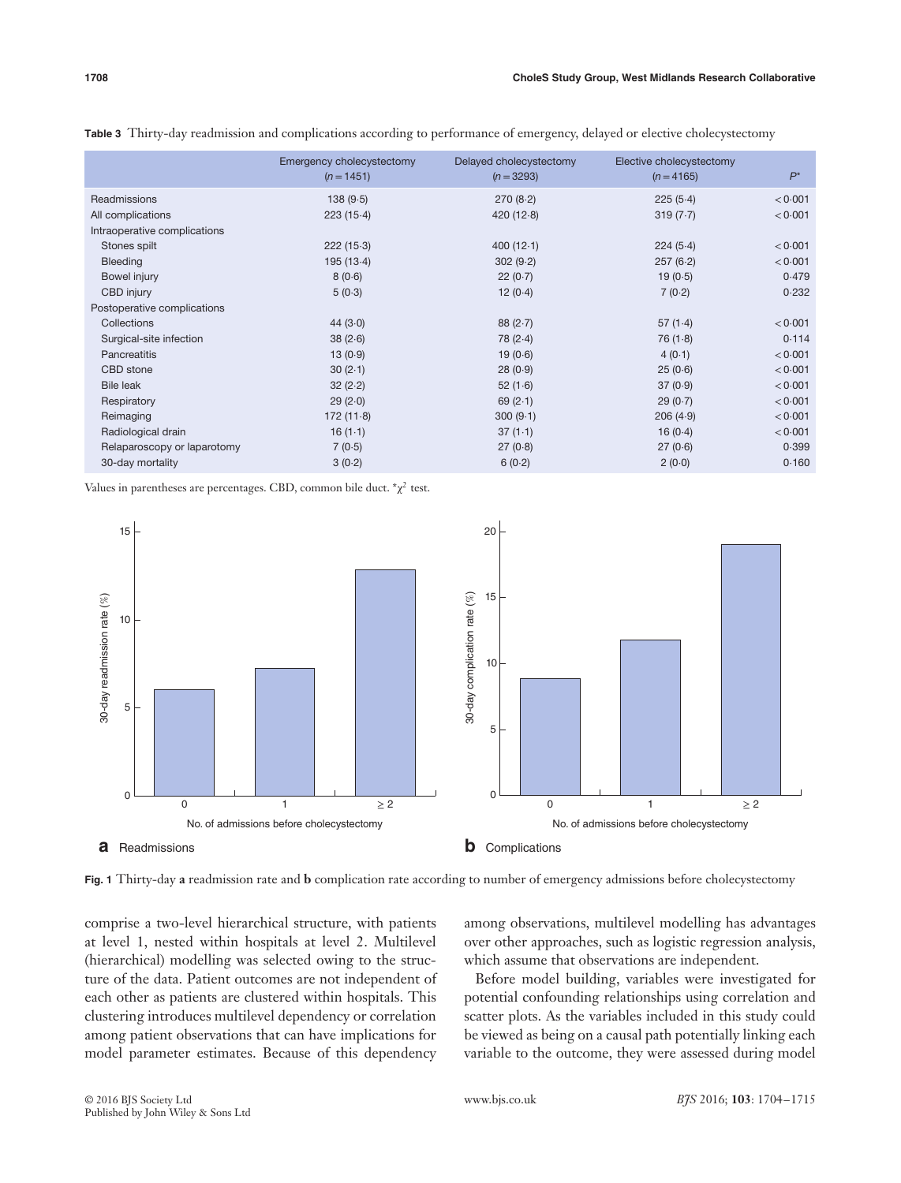**Table 3** Thirty-day readmission and complications according to performance of emergency, delayed or elective cholecystectomy

| | Emergency cholecystectomy ($n = 1451$) | Delayed cholecystectomy ($n = 3293$) | Elective cholecystectomy ($n = 4165$) | $P$* |
|---|---|---|---|---|
| Readmissions | 138 (9·5) | 270 (8·2) | 225 (5·4) | < 0·001 |
| All complications | 223 (15·4) | 420 (12·8) | 319 (7·7) | < 0·001 |
| Intraoperative complications | | | | |
| Stones spilt | 222 (15·3) | 400 (12·1) | 224 (5·4) | < 0·001 |
| Bleeding | 195 (13·4) | 302 (9·2) | 257 (6·2) | < 0·001 |
| Bowel injury | 8 (0·6) | 22 (0·7) | 19 (0·5) | 0·479 |
| CBD injury | 5 (0·3) | 12 (0·4) | 7 (0·2) | 0·232 |
| Postoperative complications | | | | |
| Collections | 44 (3·0) | 88 (2·7) | 57 (1·4) | < 0·001 |
| Surgical-site infection | 38 (2·6) | 78 (2·4) | 76 (1·8) | 0·114 |
| Pancreatitis | 13 (0·9) | 19 (0·6) | 4 (0·1) | < 0·001 |
| CBD stone | 30 (2·1) | 28 (0·9) | 25 (0·6) | < 0·001 |
| Bile leak | 32 (2·2) | 52 (1·6) | 37 (0·9) | < 0·001 |
| Respiratory | 29 (2·0) | 69 (2·1) | 29 (0·7) | < 0·001 |
| Reimaging | 172 (11·8) | 300 (9·1) | 206 (4·9) | < 0·001 |
| Radiological drain | 16 (1·1) | 37 (1·1) | 16 (0·4) | < 0·001 |
| Relaparoscopy or laparotomy | 7 (0·5) | 27 (0·8) | 27 (0·6) | 0·399 |
| 30-day mortality | 3 (0·2) | 6 (0·2) | 2 (0·0) | 0·160 |

Values in parentheses are percentages. CBD, common bile duct. *$\chi^2$ test.

**Fig. 1** Thirty-day **a** readmission rate and **b** complication rate according to number of emergency admissions before cholecystectomy

comprise a two-level hierarchical structure, with patients at level 1, nested within hospitals at level 2. Multilevel (hierarchical) modelling was selected owing to the structure of the data. Patient outcomes are not independent of each other as patients are clustered within hospitals. This clustering introduces multilevel dependency or correlation among patient observations that can have implications for model parameter estimates. Because of this dependency among observations, multilevel modelling has advantages over other approaches, such as logistic regression analysis, which assume that observations are independent.

Before model building, variables were investigated for potential confounding relationships using correlation and scatter plots. As the variables included in this study could be viewed as being on a causal path potentially linking each variable to the outcome, they were assessed during model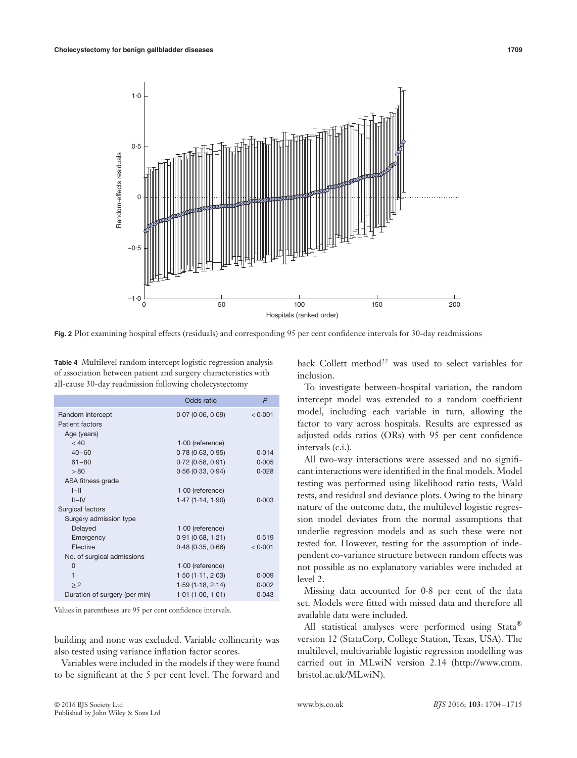**Fig. 2** Plot examining hospital effects (residuals) and corresponding 95 per cent confidence intervals for 30-day readmissions

**Table 4** Multilevel random intercept logistic regression analysis of association between patient and surgery characteristics with all-cause 30-day readmission following cholecystectomy

| | Odds ratio | *P* |
|---|---|---|
| Random intercept | 0·07 (0·06, 0·09) | < 0·001 |
| Patient factors | | |
| Age (years) | | |
| < 40 | 1·00 (reference) | |
| 40–60 | 0·78 (0·63, 0·95) | 0·014 |
| 61–80 | 0·72 (0·58, 0·91) | 0·005 |
| > 80 | 0·56 (0·33, 0·94) | 0·028 |
| ASA fitness grade | | |
| I–II | 1·00 (reference) | |
| II–IV | 1·47 (1·14, 1·90) | 0·003 |
| Surgical factors | | |
| Surgery admission type | | |
| Delayed | 1·00 (reference) | |
| Emergency | 0·91 (0·68, 1·21) | 0·519 |
| Elective | 0·48 (0·35, 0·66) | < 0·001 |
| No. of surgical admissions | | |
| 0 | 1·00 (reference) | |
| 1 | 1·50 (1·11, 2·03) | 0·009 |
| ≥ 2 | 1·59 (1·18, 2·14) | 0·002 |
| Duration of surgery (per min) | 1·01 (1·00, 1·01) | 0·043 |

Values in parentheses are 95 per cent confidence intervals.

building and none was excluded. Variable collinearity was also tested using variance inflation factor scores.

Variables were included in the models if they were found to be significant at the 5 per cent level. The forward and back Collett method[22] was used to select variables for inclusion.

To investigate between-hospital variation, the random intercept model was extended to a random coefficient model, including each variable in turn, allowing the factor to vary across hospitals. Results are expressed as adjusted odds ratios (ORs) with 95 per cent confidence intervals (c.i.).

All two-way interactions were assessed and no significant interactions were identified in the final models. Model testing was performed using likelihood ratio tests, Wald tests, and residual and deviance plots. Owing to the binary nature of the outcome data, the multilevel logistic regression model deviates from the normal assumptions that underlie regression models and as such these were not tested for. However, testing for the assumption of independent co-variance structure between random effects was not possible as no explanatory variables were included at level 2.

Missing data accounted for 0·8 per cent of the data set. Models were fitted with missed data and therefore all available data were included.

All statistical analyses were performed using Stata® version 12 (StataCorp, College Station, Texas, USA). The multilevel, multivariable logistic regression modelling was carried out in MLwiN version 2.14 (http://www.cmm.bristol.ac.uk/MLwiN).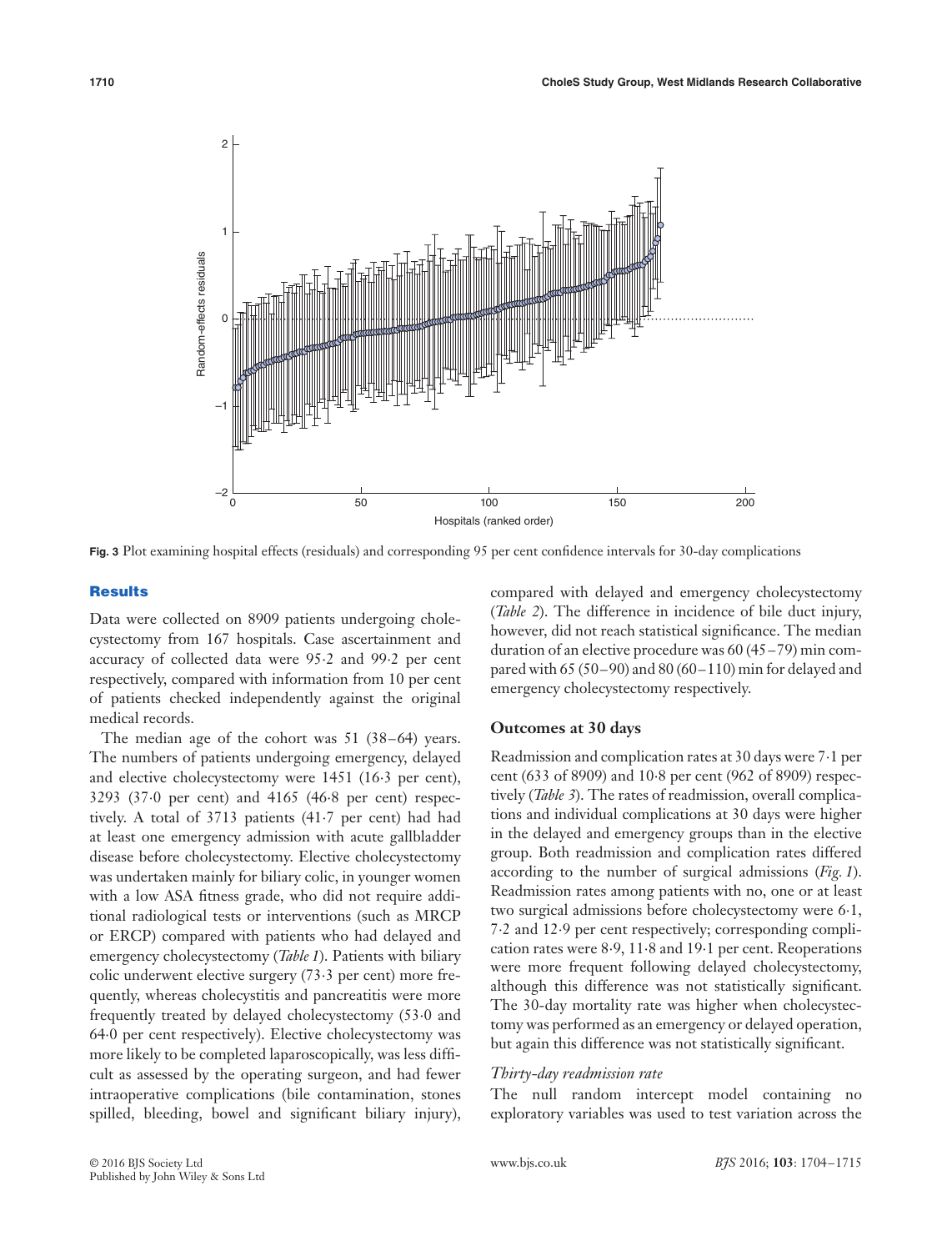Fig. 3 Plot examining hospital effects (residuals) and corresponding 95 per cent confidence intervals for 30-day complications

## Results

Data were collected on 8909 patients undergoing cholecystectomy from 167 hospitals. Case ascertainment and accuracy of collected data were 95·2 and 99·2 per cent respectively, compared with information from 10 per cent of patients checked independently against the original medical records.

The median age of the cohort was 51 (38–64) years. The numbers of patients undergoing emergency, delayed and elective cholecystectomy were 1451 (16·3 per cent), 3293 (37·0 per cent) and 4165 (46·8 per cent) respectively. A total of 3713 patients (41·7 per cent) had had at least one emergency admission with acute gallbladder disease before cholecystectomy. Elective cholecystectomy was undertaken mainly for biliary colic, in younger women with a low ASA fitness grade, who did not require additional radiological tests or interventions (such as MRCP or ERCP) compared with patients who had delayed and emergency cholecystectomy (*Table 1*). Patients with biliary colic underwent elective surgery (73·3 per cent) more frequently, whereas cholecystitis and pancreatitis were more frequently treated by delayed cholecystectomy (53·0 and 64·0 per cent respectively). Elective cholecystectomy was more likely to be completed laparoscopically, was less difficult as assessed by the operating surgeon, and had fewer intraoperative complications (bile contamination, stones spilled, bleeding, bowel and significant biliary injury), compared with delayed and emergency cholecystectomy (*Table 2*). The difference in incidence of bile duct injury, however, did not reach statistical significance. The median duration of an elective procedure was 60 (45–79) min compared with 65 (50–90) and 80 (60–110) min for delayed and emergency cholecystectomy respectively.

### Outcomes at 30 days

Readmission and complication rates at 30 days were 7·1 per cent (633 of 8909) and 10·8 per cent (962 of 8909) respectively (*Table 3*). The rates of readmission, overall complications and individual complications at 30 days were higher in the delayed and emergency groups than in the elective group. Both readmission and complication rates differed according to the number of surgical admissions (*Fig. 1*). Readmission rates among patients with no, one or at least two surgical admissions before cholecystectomy were 6·1, 7·2 and 12·9 per cent respectively; corresponding complication rates were 8·9, 11·8 and 19·1 per cent. Reoperations were more frequent following delayed cholecystectomy, although this difference was not statistically significant. The 30-day mortality rate was higher when cholecystectomy was performed as an emergency or delayed operation, but again this difference was not statistically significant.

#### *Thirty-day readmission rate*

The null random intercept model containing no exploratory variables was used to test variation across the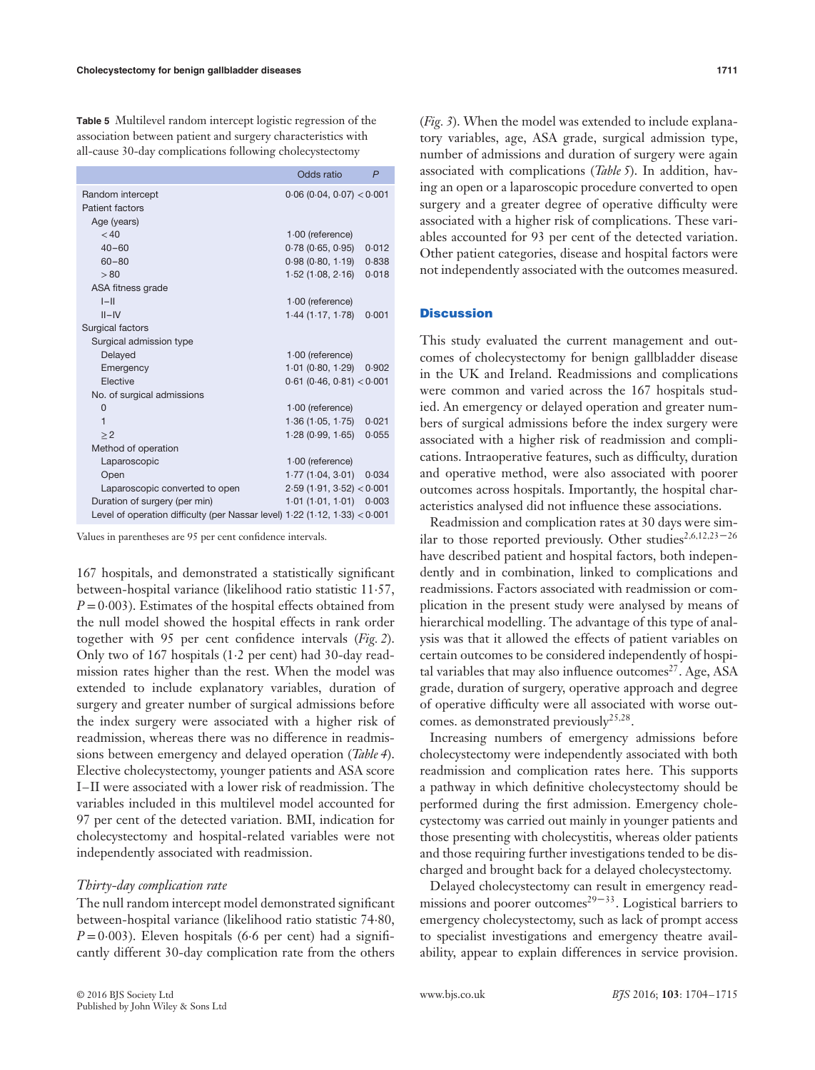**Table 5** Multilevel random intercept logistic regression of the association between patient and surgery characteristics with all-cause 30-day complications following cholecystectomy

| | Odds ratio | *P* |
|---|---|---|
| Random intercept | 0·06 (0·04, 0·07) | < 0·001 |
| Patient factors | | |
| Age (years) | | |
| < 40 | 1·00 (reference) | |
| 40–60 | 0·78 (0·65, 0·95) | 0·012 |
| 60–80 | 0·98 (0·80, 1·19) | 0·838 |
| > 80 | 1·52 (1·08, 2·16) | 0·018 |
| ASA fitness grade | | |
| I–II | 1·00 (reference) | |
| II–IV | 1·44 (1·17, 1·78) | 0·001 |
| Surgical factors | | |
| Surgical admission type | | |
| Delayed | 1·00 (reference) | |
| Emergency | 1·01 (0·80, 1·29) | 0·902 |
| Elective | 0·61 (0·46, 0·81) | < 0·001 |
| No. of surgical admissions | | |
| 0 | 1·00 (reference) | |
| 1 | 1·36 (1·05, 1·75) | 0·021 |
| ≥ 2 | 1·28 (0·99, 1·65) | 0·055 |
| Method of operation | | |
| Laparoscopic | 1·00 (reference) | |
| Open | 1·77 (1·04, 3·01) | 0·034 |
| Laparoscopic converted to open | 2·59 (1·91, 3·52) | < 0·001 |
| Duration of surgery (per min) | 1·01 (1·01, 1·01) | 0·003 |
| Level of operation difficulty (per Nassar level) | 1·22 (1·12, 1·33) | < 0·001 |

Values in parentheses are 95 per cent confidence intervals.

167 hospitals, and demonstrated a statistically significant between-hospital variance (likelihood ratio statistic 11·57, $P = 0{\cdot}003$). Estimates of the hospital effects obtained from the null model showed the hospital effects in rank order together with 95 per cent confidence intervals (*Fig. 2*). Only two of 167 hospitals (1·2 per cent) had 30-day readmission rates higher than the rest. When the model was extended to include explanatory variables, duration of surgery and greater number of surgical admissions before the index surgery were associated with a higher risk of readmission, whereas there was no difference in readmissions between emergency and delayed operation (*Table 4*). Elective cholecystectomy, younger patients and ASA score I–II were associated with a lower risk of readmission. The variables included in this multilevel model accounted for 97 per cent of the detected variation. BMI, indication for cholecystectomy and hospital-related variables were not independently associated with readmission.

### *Thirty-day complication rate*

The null random intercept model demonstrated significant between-hospital variance (likelihood ratio statistic 74·80, $P = 0{\cdot}003$). Eleven hospitals (6·6 per cent) had a significantly different 30-day complication rate from the others (*Fig. 3*). When the model was extended to include explanatory variables, age, ASA grade, surgical admission type, number of admissions and duration of surgery were again associated with complications (*Table 5*). In addition, having an open or a laparoscopic procedure converted to open surgery and a greater degree of operative difficulty were associated with a higher risk of complications. These variables accounted for 93 per cent of the detected variation. Other patient categories, disease and hospital factors were not independently associated with the outcomes measured.

## Discussion

This study evaluated the current management and outcomes of cholecystectomy for benign gallbladder disease in the UK and Ireland. Readmissions and complications were common and varied across the 167 hospitals studied. An emergency or delayed operation and greater numbers of surgical admissions before the index surgery were associated with a higher risk of readmission and complications. Intraoperative features, such as difficulty, duration and operative method, were also associated with poorer outcomes across hospitals. Importantly, the hospital characteristics analysed did not influence these associations.

Readmission and complication rates at 30 days were similar to those reported previously. Other studies[2,6,12,23–26] have described patient and hospital factors, both independently and in combination, linked to complications and readmissions. Factors associated with readmission or complication in the present study were analysed by means of hierarchical modelling. The advantage of this type of analysis was that it allowed the effects of patient variables on certain outcomes to be considered independently of hospital variables that may also influence outcomes[27]. Age, ASA grade, duration of surgery, operative approach and degree of operative difficulty were all associated with worse outcomes. as demonstrated previously[25,28].

Increasing numbers of emergency admissions before cholecystectomy were independently associated with both readmission and complication rates here. This supports a pathway in which definitive cholecystectomy should be performed during the first admission. Emergency cholecystectomy was carried out mainly in younger patients and those presenting with cholecystitis, whereas older patients and those requiring further investigations tended to be discharged and brought back for a delayed cholecystectomy.

Delayed cholecystectomy can result in emergency readmissions and poorer outcomes[29–33]. Logistical barriers to emergency cholecystectomy, such as lack of prompt access to specialist investigations and emergency theatre availability, appear to explain differences in service provision.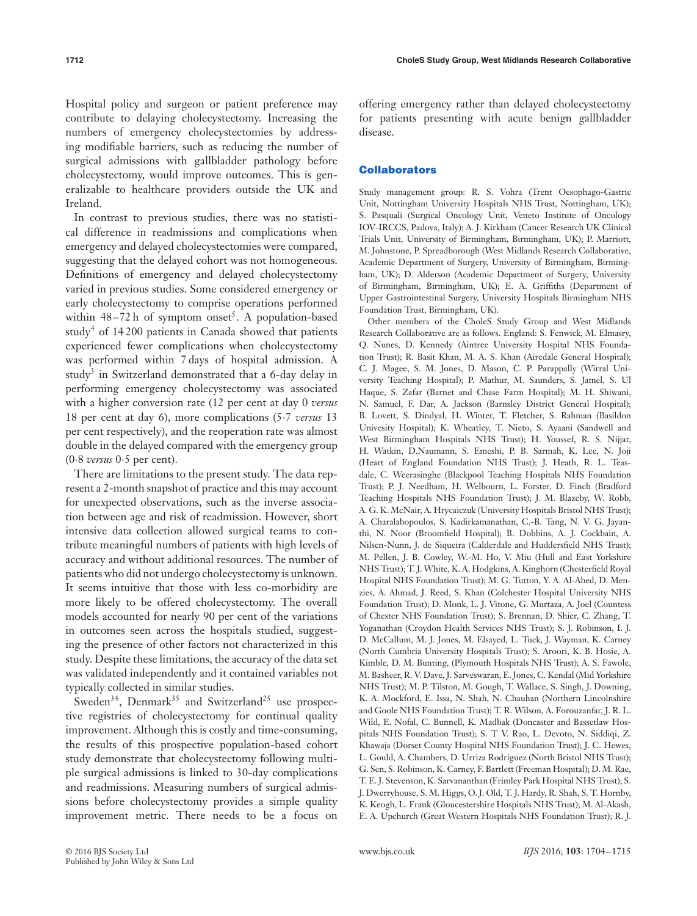Hospital policy and surgeon or patient preference may contribute to delaying cholecystectomy. Increasing the numbers of emergency cholecystectomies by addressing modifiable barriers, such as reducing the number of surgical admissions with gallbladder pathology before cholecystectomy, would improve outcomes. This is generalizable to healthcare providers outside the UK and Ireland.

In contrast to previous studies, there was no statistical difference in readmissions and complications when emergency and delayed cholecystectomies were compared, suggesting that the delayed cohort was not homogeneous. Definitions of emergency and delayed cholecystectomy varied in previous studies. Some considered emergency or early cholecystectomy to comprise operations performed within 48–72 h of symptom onset[5]. A population-based study[4] of 14 200 patients in Canada showed that patients experienced fewer complications when cholecystectomy was performed within 7 days of hospital admission. A study[3] in Switzerland demonstrated that a 6-day delay in performing emergency cholecystectomy was associated with a higher conversion rate (12 per cent at day 0 *versus* 18 per cent at day 6), more complications (5·7 *versus* 13 per cent respectively), and the reoperation rate was almost double in the delayed compared with the emergency group (0·8 *versus* 0·5 per cent).

There are limitations to the present study. The data represent a 2-month snapshot of practice and this may account for unexpected observations, such as the inverse association between age and risk of readmission. However, short intensive data collection allowed surgical teams to contribute meaningful numbers of patients with high levels of accuracy and without additional resources. The number of patients who did not undergo cholecystectomy is unknown. It seems intuitive that those with less co-morbidity are more likely to be offered cholecystectomy. The overall models accounted for nearly 90 per cent of the variations in outcomes seen across the hospitals studied, suggesting the presence of other factors not characterized in this study. Despite these limitations, the accuracy of the data set was validated independently and it contained variables not typically collected in similar studies.

Sweden[34], Denmark[35] and Switzerland[25] use prospective registries of cholecystectomy for continual quality improvement. Although this is costly and time-consuming, the results of this prospective population-based cohort study demonstrate that cholecystectomy following multiple surgical admissions is linked to 30-day complications and readmissions. Measuring numbers of surgical admissions before cholecystectomy provides a simple quality improvement metric. There needs to be a focus on offering emergency rather than delayed cholecystectomy for patients presenting with acute benign gallbladder disease.

## Collaborators

Study management group: R. S. Vohra (Trent Oesophago-Gastric Unit, Nottingham University Hospitals NHS Trust, Nottingham, UK); S. Pasquali (Surgical Oncology Unit, Veneto Institute of Oncology IOV-IRCCS, Padova, Italy); A. J. Kirkham (Cancer Research UK Clinical Trials Unit, University of Birmingham, Birmingham, UK); P. Marriott, M. Johnstone, P. Spreadborough (West Midlands Research Collaborative, Academic Department of Surgery, University of Birmingham, Birmingham, UK); D. Alderson (Academic Department of Surgery, University of Birmingham, Birmingham, UK); E. A. Griffiths (Department of Upper Gastrointestinal Surgery, University Hospitals Birmingham NHS Foundation Trust, Birmingham, UK).

Other members of the CholeS Study Group and West Midlands Research Collaborative are as follows. England: S. Fenwick, M. Elmasry, Q. Nunes, D. Kennedy (Aintree University Hospital NHS Foundation Trust); R. Basit Khan, M. A. S. Khan (Airedale General Hospital); C. J. Magee, S. M. Jones, D. Mason, C. P. Parappally (Wirral University Teaching Hospital); P. Mathur, M. Saunders, S. Jamel, S. Ul Haque, S. Zafar (Barnet and Chase Farm Hospital); M. H. Shiwani, N. Samuel, F. Dar, A. Jackson (Barnsley District General Hospital); B. Lovett, S. Dindyal, H. Winter, T. Fletcher, S. Rahman (Basildon Univesity Hospital); K. Wheatley, T. Nieto, S. Ayaani (Sandwell and West Birmingham Hospitals NHS Trust); H. Youssef, R. S. Nijjar, H. Watkin, D.Naumann, S. Emeshi, P. B. Sarmah, K. Lee, N. Joji (Heart of England Foundation NHS Trust); J. Heath, R. L. Teasdale, C. Weerasinghe (Blackpool Teaching Hospitals NHS Foundation Trust); P. J. Needham, H. Welbourn, L. Forster, D. Finch (Bradford Teaching Hospitals NHS Foundation Trust); J. M. Blazeby, W. Robb, A. G. K. McNair, A. Hrycaiczuk (University Hospitals Bristol NHS Trust); A. Charalabopoulos, S. Kadirkamanathan, C.-B. Tang, N. V. G. Jayanthi, N. Noor (Broomfield Hospital); B. Dobbins, A. J. Cockbain, A. Nilsen-Nunn, J. de Siqueira (Calderdale and Huddersfield NHS Trust); M. Pellen, J. B. Cowley, W.-M. Ho, V. Miu (Hull and East Yorkshire NHS Trust); T. J. White, K. A. Hodgkins, A. Kinghorn (Chesterfield Royal Hospital NHS Foundation Trust); M. G. Tutton, Y. A. Al-Abed, D. Menzies, A. Ahmad, J. Reed, S. Khan (Colchester Hospital University NHS Foundation Trust); D. Monk, L. J. Vitone, G. Murtaza, A. Joel (Countess of Chester NHS Foundation Trust); S. Brennan, D. Shier, C. Zhang, T. Yoganathan (Croydon Health Services NHS Trust); S. J. Robinson, I. J. D. McCallum, M. J. Jones, M. Elsayed, L. Tuck, J. Wayman, K. Carney (North Cumbria University Hospitals Trust); S. Aroori, K. B. Hosie, A. Kimble, D. M. Bunting, (Plymouth Hospitals NHS Trust); A. S. Fawole, M. Basheer, R. V. Dave, J. Sarveswaran, E. Jones, C. Kendal (Mid Yorkshire NHS Trust); M. P. Tilston, M. Gough, T. Wallace, S. Singh, J. Downing, K. A. Mockford, E. Issa, N. Shah, N. Chauhan (Northern Lincolnshire and Goole NHS Foundation Trust); T. R. Wilson, A. Forouzanfar, J. R. L. Wild, E. Nofal, C. Bunnell, K. Madbak (Doncaster and Bassetlaw Hospitals NHS Foundation Trust); S. T V. Rao, L. Devoto, N. Siddiqi, Z. Khawaja (Dorset County Hospital NHS Foundation Trust); J. C. Hewes, L. Gould, A. Chambers, D. Urriza Rodriguez (North Bristol NHS Trust); G. Sen, S. Robinson, K. Carney, F. Bartlett (Freeman Hospital); D. M. Rae, T. E. J. Stevenson, K. Sarvananthan (Frimley Park Hospital NHS Trust); S. J. Dwerryhouse, S. M. Higgs, O. J. Old, T. J. Hardy, R. Shah, S. T. Hornby, K. Keogh, L. Frank (Gloucestershire Hospitals NHS Trust); M. Al-Akash, E. A. Upchurch (Great Western Hospitals NHS Foundation Trust); R. J.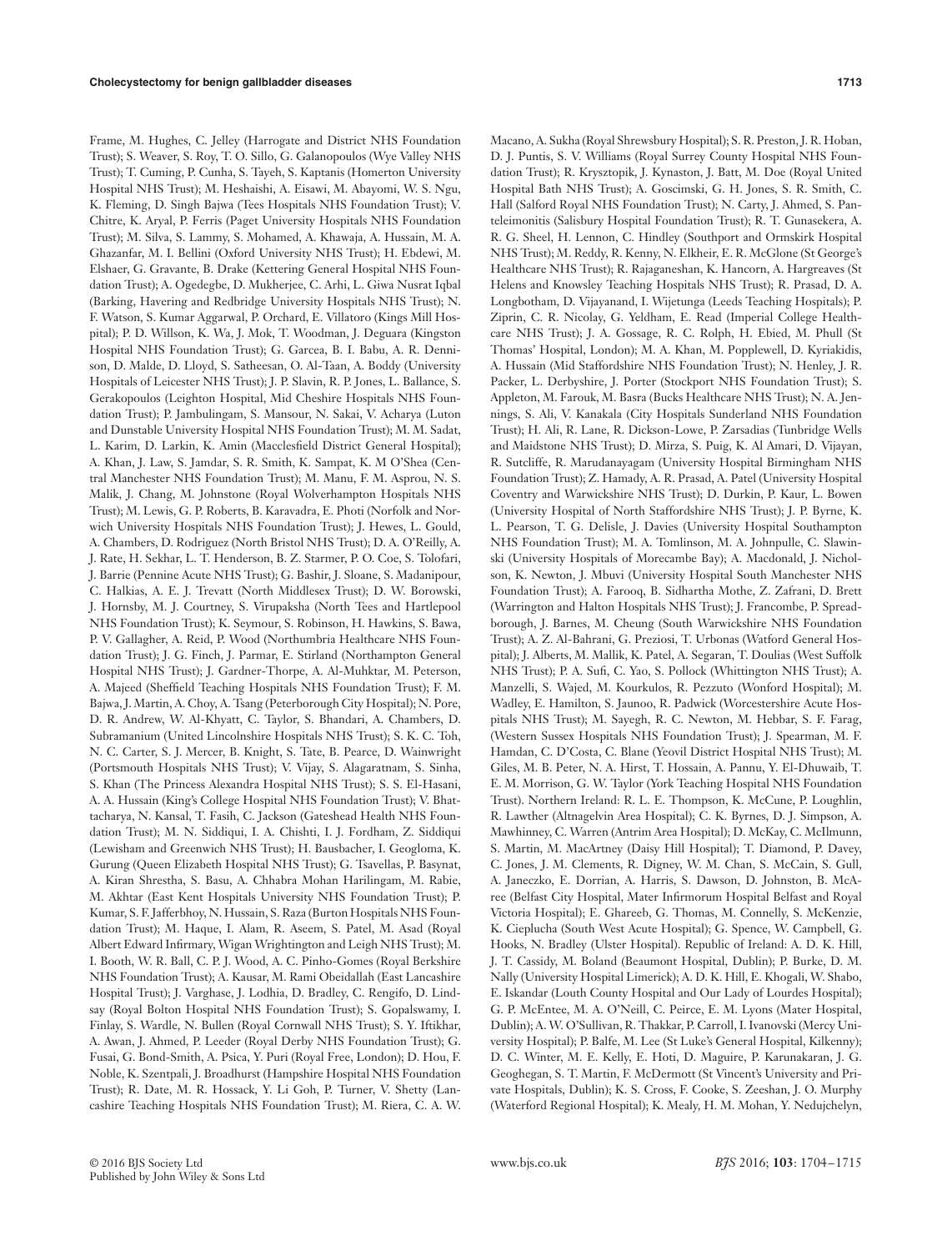Frame, M. Hughes, C. Jelley (Harrogate and District NHS Foundation Trust); S. Weaver, S. Roy, T. O. Sillo, G. Galanopoulos (Wye Valley NHS Trust); T. Cuming, P. Cunha, S. Tayeh, S. Kaptanis (Homerton University Hospital NHS Trust); M. Heshaishi, A. Eisawi, M. Abayomi, W. S. Ngu, K. Fleming, D. Singh Bajwa (Tees Hospitals NHS Foundation Trust); V. Chitre, K. Aryal, P. Ferris (Paget University Hospitals NHS Foundation Trust); M. Silva, S. Lammy, S. Mohamed, A. Khawaja, A. Hussain, M. A. Ghazanfar, M. I. Bellini (Oxford University NHS Trust); H. Ebdewi, M. Elshaer, G. Gravante, B. Drake (Kettering General Hospital NHS Foundation Trust); A. Ogedegbe, D. Mukherjee, C. Arhi, L. Giwa Nusrat Iqbal (Barking, Havering and Redbridge University Hospitals NHS Trust); N. F. Watson, S. Kumar Aggarwal, P. Orchard, E. Villatoro (Kings Mill Hospital); P. D. Willson, K. Wa, J. Mok, T. Woodman, J. Deguara (Kingston Hospital NHS Foundation Trust); G. Garcea, B. I. Babu, A. R. Dennison, D. Malde, D. Lloyd, S. Satheesan, O. Al-Taan, A. Boddy (University Hospitals of Leicester NHS Trust); J. P. Slavin, R. P. Jones, L. Ballance, S. Gerakopoulos (Leighton Hospital, Mid Cheshire Hospitals NHS Foundation Trust); P. Jambulingam, S. Mansour, N. Sakai, V. Acharya (Luton and Dunstable University Hospital NHS Foundation Trust); M. M. Sadat, L. Karim, D. Larkin, K. Amin (Macclesfield District General Hospital); A. Khan, J. Law, S. Jamdar, R. Smith, K. Sampat, K. M O'Shea (Central Manchester NHS Foundation Trust); M. Manu, F. M. Asprou, N. S. Malik, J. Chang, M. Johnstone (Royal Wolverhampton Hospitals NHS Trust); M. Lewis, G. P. Roberts, B. Karavadra, E. Photi (Norfolk and Norwich University Hospitals NHS Foundation Trust); J. Hewes, L. Gould, A. Chambers, D. Rodriguez (North Bristol NHS Trust); D. A. O'Reilly, A. J. Rate, H. Sekhar, L. T. Henderson, B. Z. Starmer, P. O. Coe, S. Tolofari, J. Barrie (Pennine Acute NHS Trust); G. Bashir, J. Sloane, S. Madanipour, C. Halkias, A. E. J. Trevatt (North Middlesex Trust); D. W. Borowski, J. Hornsby, M. J. Courtney, S. Virupaksha (North Tees and Hartlepool NHS Foundation Trust); K. Seymour, S. Robinson, H. Hawkins, S. Bawa, P. V. Gallagher, A. Reid, P. Wood (Northumbria Healthcare NHS Foundation Trust); J. G. Finch, J. Parmar, E. Stirland (Northampton General Hospital NHS Trust); J. Gardner-Thorpe, A. Al-Muhktar, M. Peterson, A. Majeed (Sheffield Teaching Hospitals NHS Foundation Trust); F. M. Bajwa, J. Martin, A. Choy, A. Tsang (Peterborough City Hospital); N. Pore, D. R. Andrew, W. Al-Khyatt, C. Taylor, S. Bhandari, A. Chambers, D. Subramanium (United Lincolnshire Hospitals NHS Trust); S. K. C. Toh, N. C. Carter, S. J. Mercer, B. Knight, S. Tate, B. Pearce, D. Wainwright (Portsmouth Hospitals NHS Trust); V. Vijay, S. Alagaratnam, S. Sinha, S. Khan (The Princess Alexandra Hospital NHS Trust); S. S. El-Hasani, A. A. Hussain (King's College Hospital NHS Foundation Trust); V. Bhattacharya, N. Kansal, T. Fasih, C. Jackson (Gateshead Health NHS Foundation Trust); M. N. Siddiqui, I. A. Chishti, I. J. Fordham, Z. Siddiqui (Lewisham and Greenwich NHS Trust); H. Bausbacher, I. Geogloma, K. Gurung (Queen Elizabeth Hospital NHS Trust); G. Tsavellas, P. Basynat, A. Kiran Shrestha, S. Basu, A. Chhabra Mohan Harilingam, M. Rabie, M. Akhtar (East Kent Hospitals University NHS Foundation Trust); P. Kumar, S. F. Jafferbhoy, N. Hussain, S. Raza (Burton Hospitals NHS Foundation Trust); M. Haque, I. Alam, R. Aseem, S. Patel, M. Asad (Royal Albert Edward Infirmary, Wigan Wrightington and Leigh NHS Trust); M. I. Booth, W. R. Ball, C. P. J. Wood, A. C. Pinho-Gomes (Royal Berkshire NHS Foundation Trust); A. Kausar, M. Rami Obeidallah (East Lancashire Hospital Trust); J. Varghase, J. Lodhia, D. Bradley, C. Rengifo, D. Lindsay (Royal Bolton Hospital NHS Foundation Trust); S. Gopalswamy, I. Finlay, S. Wardle, N. Bullen (Royal Cornwall NHS Trust); S. Y. Iftikhar, A. Awan, J. Ahmed, P. Leeder (Royal Derby NHS Foundation Trust); G. Fusai, G. Bond-Smith, A. Psica, Y. Puri (Royal Free, London); D. Hou, F. Noble, K. Szentpali, J. Broadhurst (Hampshire Hospital NHS Foundation Trust); R. Date, M. R. Hossack, Y. Li Goh, P. Turner, V. Shetty (Lancashire Teaching Hospitals NHS Foundation Trust); M. Riera, C. A. W. Macano, A. Sukha (Royal Shrewsbury Hospital); S. R. Preston, J. R. Hoban, D. J. Puntis, S. V. Williams (Royal Surrey County Hospital NHS Foundation Trust); R. Krysztopik, J. Kynaston, J. Batt, M. Doe (Royal United Hospital Bath NHS Trust); A. Goscimski, G. H. Jones, S. R. Smith, C. Hall (Salford Royal NHS Foundation Trust); N. Carty, J. Ahmed, S. Panteleimonitis (Salisbury Hospital Foundation Trust); R. T. Gunasekera, A. R. G. Sheel, H. Lennon, C. Hindley (Southport and Ormskirk Hospital NHS Trust); M. Reddy, R. Kenny, N. Elkheir, E. R. McGlone (St George's Healthcare NHS Trust); R. Rajaganeshan, K. Hancorn, A. Hargreaves (St Helens and Knowsley Teaching Hospitals NHS Trust); R. Prasad, D. A. Longbotham, D. Vijayanand, I. Wijetunga (Leeds Teaching Hospitals); P. Ziprin, C. R. Nicolay, G. Yeldham, E. Read (Imperial College Healthcare NHS Trust); J. A. Gossage, R. C. Rolph, H. Ebied, M. Phull (St Thomas' Hospital, London); M. A. Khan, M. Popplewell, D. Kyriakidis, A. Hussain (Mid Staffordshire NHS Foundation Trust); N. Henley, J. R. Packer, L. Derbyshire, J. Porter (Stockport NHS Foundation Trust); S. Appleton, M. Farouk, M. Basra (Bucks Healthcare NHS Trust); N. A. Jennings, S. Ali, V. Kanakala (City Hospitals Sunderland NHS Foundation Trust); H. Ali, R. Lane, R. Dickson-Lowe, P. Zarsadias (Tunbridge Wells and Maidstone NHS Trust); D. Mirza, S. Puig, K. Al Amari, D. Vijayan, R. Sutcliffe, R. Marudanayagam (University Hospital Birmingham NHS Foundation Trust); Z. Hamady, A. R. Prasad, A. Patel (University Hospital Coventry and Warwickshire NHS Trust); D. Durkin, P. Kaur, L. Bowen (University Hospital of North Staffordshire NHS Trust); J. P. Byrne, K. L. Pearson, T. G. Delisle, J. Davies (University Hospital Southampton NHS Foundation Trust); M. A. Tomlinson, M. A. Johnpulle, C. Slawinski (University Hospitals of Morecambe Bay); A. Macdonald, J. Nicholson, K. Newton, J. Mbuvi (University Hospital South Manchester NHS Foundation Trust); A. Farooq, B. Sidhartha Mothe, Z. Zafrani, D. Brett (Warrington and Halton Hospitals NHS Trust); J. Francombe, P. Spreadborough, J. Barnes, M. Cheung (South Warwickshire NHS Foundation Trust); A. Z. Al-Bahrani, G. Preziosi, T. Urbonas (Watford General Hospital); J. Alberts, M. Mallik, K. Patel, A. Segaran, T. Doulias (West Suffolk NHS Trust); P. A. Sufi, C. Yao, S. Pollock (Whittington NHS Trust); A. Manzelli, S. Wajed, M. Kourkulos, R. Pezzuto (Wonford Hospital); M. Wadley, E. Hamilton, S. Jaunoo, R. Padwick (Worcestershire Acute Hospitals NHS Trust); M. Sayegh, R. C. Newton, M. Hebbar, S. F. Farag, (Western Sussex Hospitals NHS Foundation Trust); J. Spearman, M. F. Hamdan, C. D'Costa, C. Blane (Yeovil District Hospital NHS Trust); M. Giles, M. B. Peter, N. A. Hirst, T. Hossain, A. Pannu, Y. El-Dhuwaib, T. E. M. Morrison, G. W. Taylor (York Teaching Hospital NHS Foundation Trust). Northern Ireland: R. L. E. Thompson, K. McCune, P. Loughlin, R. Lawther (Altnagelvin Area Hospital); C. K. Byrnes, D. J. Simpson, A. Mawhinney, C. Warren (Antrim Area Hospital); D. McKay, C. McIlmunn, S. Martin, M. MacArtney (Daisy Hill Hospital); T. Diamond, P. Davey, C. Jones, J. M. Clements, R. Digney, W. M. Chan, S. McCain, S. Gull, A. Janeczko, E. Dorrian, A. Harris, S. Dawson, D. Johnston, B. McAree (Belfast City Hospital, Mater Infirmorum Hospital Belfast and Royal Victoria Hospital); E. Ghareeb, G. Thomas, M. Connelly, S. McKenzie, K. Cieplucha (South West Acute Hospital); G. Spence, W. Campbell, G. Hooks, N. Bradley (Ulster Hospital). Republic of Ireland: A. D. K. Hill, J. T. Cassidy, M. Boland (Beaumont Hospital, Dublin); P. Burke, D. M. Nally (University Hospital Limerick); A. D. K. Hill, E. Khogali, W. Shabo, E. Iskandar (Louth County Hospital and Our Lady of Lourdes Hospital); G. P. McEntee, M. A. O'Neill, C. Peirce, E. M. Lyons (Mater Hospital, Dublin); A. W. O'Sullivan, R. Thakkar, P. Carroll, I. Ivanovski (Mercy University Hospital); P. Balfe, M. Lee (St Luke's General Hospital, Kilkenny); D. C. Winter, M. E. Kelly, E. Hoti, D. Maguire, P. Karunakaran, J. G. Geoghegan, S. T. Martin, F. McDermott (St Vincent's University and Private Hospitals, Dublin); K. S. Cross, F. Cooke, S. Zeeshan, J. O. Murphy (Waterford Regional Hospital); K. Mealy, H. M. Mohan, Y. Nedujchelyn,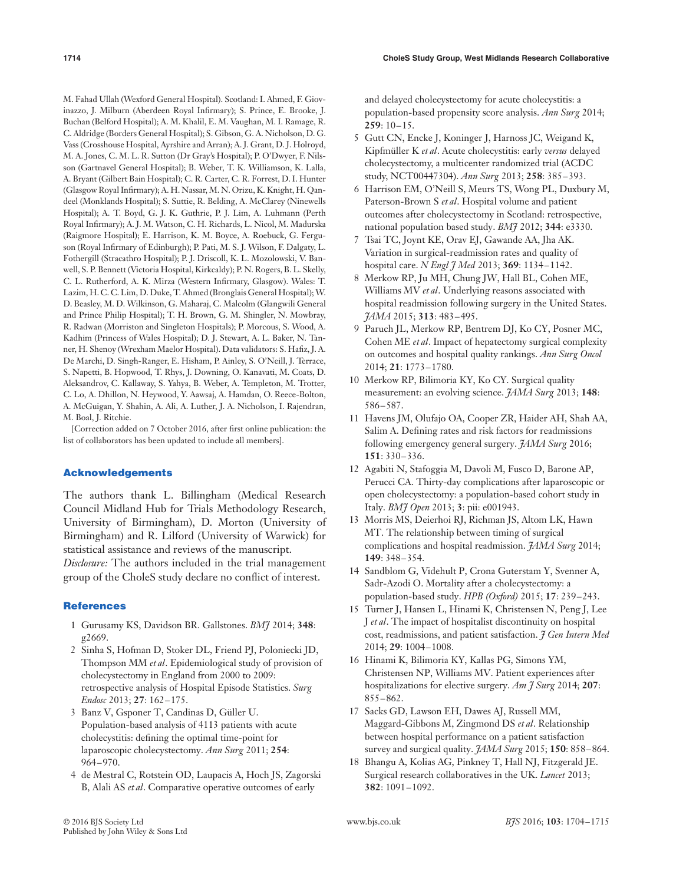M. Fahad Ullah (Wexford General Hospital). Scotland: I. Ahmed, F. Gioviinazzo, J. Milburn (Aberdeen Royal Infirmary); S. Prince, E. Brooke, J. Buchan (Belford Hospital); A. M. Khalil, E. M. Vaughan, M. I. Ramage, R. C. Aldridge (Borders General Hospital); S. Gibson, G. A. Nicholson, D. G. Vass (Crosshouse Hospital, Ayrshire and Arran); A. J. Grant, D. J. Holroyd, M. A. Jones, C. M. L. R. Sutton (Dr Gray's Hospital); P. O'Dwyer, F. Nilsson (Gartnavel General Hospital); B. Weber, T. K. Williamson, K. Lalla, A. Bryant (Gilbert Bain Hospital); C. R. Carter, C. R. Forrest, D. I. Hunter (Glasgow Royal Infirmary); A. H. Nassar, M. N. Orizu, K. Knight, H. Qandeel (Monklands Hospital); S. Suttie, R. Belding, A. McClarey (Ninewells Hospital); A. T. Boyd, G. J. K. Guthrie, P. J. Lim, A. Luhmann (Perth Royal Infirmary); A. J. M. Watson, C. H. Richards, L. Nicol, M. Madurska (Raigmore Hospital); E. Harrison, K. M. Boyce, A. Roebuck, G. Ferguson (Royal Infirmary of Edinburgh); P. Pati, M. S. J. Wilson, F. Dalgaty, L. Fothergill (Stracathro Hospital); P. J. Driscoll, K. L. Mozolowski, V. Banwell, S. P. Bennett (Victoria Hospital, Kirkcaldy); P. N. Rogers, B. L. Skelly, C. L. Rutherford, A. K. Mirza (Western Infirmary, Glasgow). Wales: T. Lazim, H. C. C. Lim, D. Duke, T. Ahmed (Bronglais General Hospital); W. D. Beasley, M. D. Wilkinson, G. Maharaj, C. Malcolm (Glangwili General and Prince Philip Hospital); T. H. Brown, G. M. Shingler, N. Mowbray, R. Radwan (Morriston and Singleton Hospitals); P. Morcous, S. Wood, A. Kadhim (Princess of Wales Hospital); D. J. Stewart, A. L. Baker, N. Tanner, H. Shenoy (Wrexham Maelor Hospital). Data validators: S. Hafiz, J. A. De Marchi, D. Singh-Ranger, E. Hisham, P. Ainley, S. O'Neill, J. Terrace, S. Napetti, B. Hopwood, T. Rhys, J. Downing, O. Kanavati, M. Coats, D. Aleksandrov, C. Kallaway, S. Yahya, B. Weber, A. Templeton, M. Trotter, C. Lo, A. Dhillon, N. Heywood, Y. Aawsaj, A. Hamdan, O. Reece-Bolton, A. McGuigan, Y. Shahin, A. Ali, A. Luther, J. A. Nicholson, I. Rajendran, M. Boal, J. Ritchie.

[Correction added on 7 October 2016, after first online publication: the list of collaborators has been updated to include all members].

## Acknowledgements

The authors thank L. Billingham (Medical Research Council Midland Hub for Trials Methodology Research, University of Birmingham), D. Morton (University of Birmingham) and R. Lilford (University of Warwick) for statistical assistance and reviews of the manuscript.

*Disclosure:* The authors included in the trial management group of the CholeS study declare no conflict of interest.

## References

1. Gurusamy KS, Davidson BR. Gallstones. *BMJ* 2014; **348**: g2669.
2. Sinha S, Hofman D, Stoker DL, Friend PJ, Poloniecki JD, Thompson MM *et al*. Epidemiological study of provision of cholecystectomy in England from 2000 to 2009: retrospective analysis of Hospital Episode Statistics. *Surg Endosc* 2013; **27**: 162–175.
3. Banz V, Gsponer T, Candinas D, Güller U. Population-based analysis of 4113 patients with acute cholecystitis: defining the optimal time-point for laparoscopic cholecystectomy. *Ann Surg* 2011; **254**: 964–970.
4. de Mestral C, Rotstein OD, Laupacis A, Hoch JS, Zagorski B, Alali AS *et al*. Comparative operative outcomes of early and delayed cholecystectomy for acute cholecystitis: a population-based propensity score analysis. *Ann Surg* 2014; **259**: 10–15.
5. Gutt CN, Encke J, Koninger J, Harnoss JC, Weigand K, Kipfmüller K *et al*. Acute cholecystitis: early *versus* delayed cholecystectomy, a multicenter randomized trial (ACDC study, NCT00447304). *Ann Surg* 2013; **258**: 385–393.
6. Harrison EM, O'Neill S, Meurs TS, Wong PL, Duxbury M, Paterson-Brown S *et al*. Hospital volume and patient outcomes after cholecystectomy in Scotland: retrospective, national population based study. *BMJ* 2012; **344**: e3330.
7. Tsai TC, Joynt KE, Orav EJ, Gawande AA, Jha AK. Variation in surgical-readmission rates and quality of hospital care. *N Engl J Med* 2013; **369**: 1134–1142.
8. Merkow RP, Ju MH, Chung JW, Hall BL, Cohen ME, Williams MV *et al*. Underlying reasons associated with hospital readmission following surgery in the United States. *JAMA* 2015; **313**: 483–495.
9. Paruch JL, Merkow RP, Bentrem DJ, Ko CY, Posner MC, Cohen ME *et al*. Impact of hepatectomy surgical complexity on outcomes and hospital quality rankings. *Ann Surg Oncol* 2014; **21**: 1773–1780.
10. Merkow RP, Bilimoria KY, Ko CY. Surgical quality measurement: an evolving science. *JAMA Surg* 2013; **148**: 586–587.
11. Havens JM, Olufajo OA, Cooper ZR, Haider AH, Shah AA, Salim A. Defining rates and risk factors for readmissions following emergency general surgery. *JAMA Surg* 2016; **151**: 330–336.
12. Agabiti N, Stafoggia M, Davoli M, Fusco D, Barone AP, Perucci CA. Thirty-day complications after laparoscopic or open cholecystectomy: a population-based cohort study in Italy. *BMJ Open* 2013; **3**: pii: e001943.
13. Morris MS, Deierhoi RJ, Richman JS, Altom LK, Hawn MT. The relationship between timing of surgical complications and hospital readmission. *JAMA Surg* 2014; **149**: 348–354.
14. Sandblom G, Videhult P, Crona Guterstam Y, Svenner A, Sadr-Azodi O. Mortality after a cholecystectomy: a population-based study. *HPB (Oxford)* 2015; **17**: 239–243.
15. Turner J, Hansen L, Hinami K, Christensen N, Peng J, Lee J *et al*. The impact of hospitalist discontinuity on hospital cost, readmissions, and patient satisfaction. *J Gen Intern Med* 2014; **29**: 1004–1008.
16. Hinami K, Bilimoria KY, Kallas PG, Simons YM, Christensen NP, Williams MV. Patient experiences after hospitalizations for elective surgery. *Am J Surg* 2014; **207**: 855–862.
17. Sacks GD, Lawson EH, Dawes AJ, Russell MM, Maggard-Gibbons M, Zingmond DS *et al*. Relationship between hospital performance on a patient satisfaction survey and surgical quality. *JAMA Surg* 2015; **150**: 858–864.
18. Bhangu A, Kolias AG, Pinkney T, Hall NJ, Fitzgerald JE. Surgical research collaboratives in the UK. *Lancet* 2013; **382**: 1091–1092.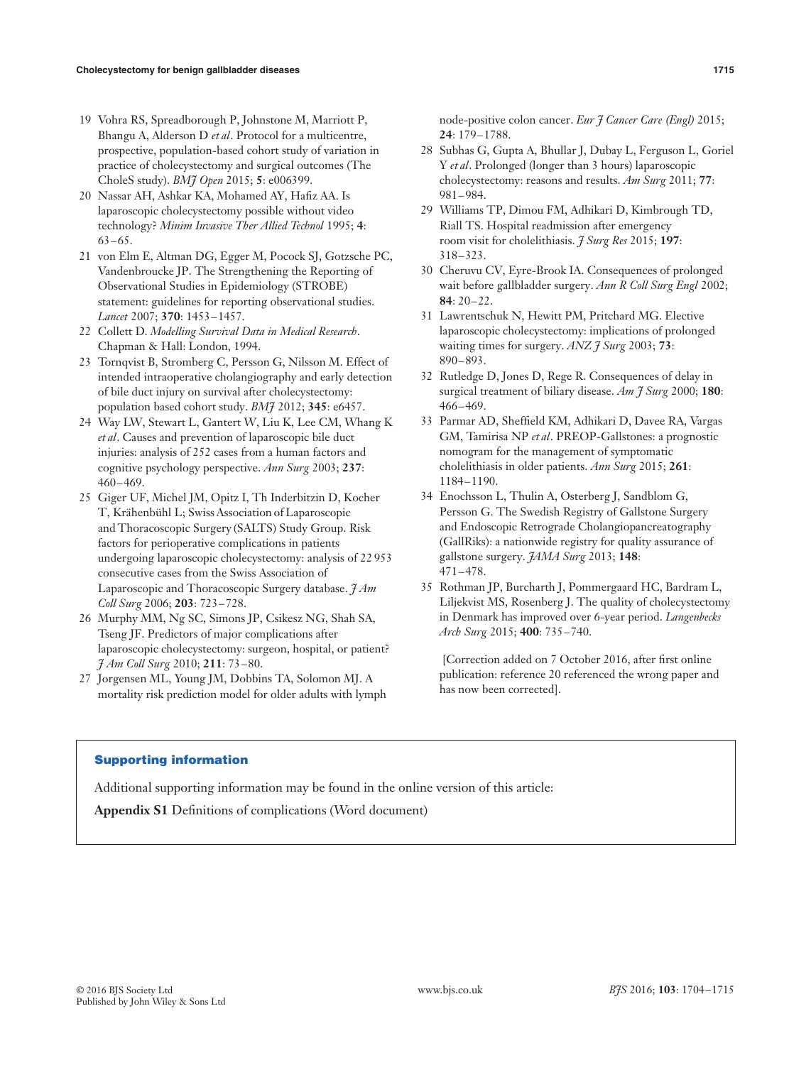19 Vohra RS, Spreadborough P, Johnstone M, Marriott P, Bhangu A, Alderson D *et al*. Protocol for a multicentre, prospective, population-based cohort study of variation in practice of cholecystectomy and surgical outcomes (The CholeS study). *BMJ Open* 2015; **5**: e006399.

20 Nassar AH, Ashkar KA, Mohamed AY, Hafiz AA. Is laparoscopic cholecystectomy possible without video technology? *Minim Invasive Ther Allied Technol* 1995; **4**: 63–65.

21 von Elm E, Altman DG, Egger M, Pocock SJ, Gotzsche PC, Vandenbroucke JP. The Strengthening the Reporting of Observational Studies in Epidemiology (STROBE) statement: guidelines for reporting observational studies. *Lancet* 2007; **370**: 1453–1457.

22 Collett D. *Modelling Survival Data in Medical Research*. Chapman & Hall: London, 1994.

23 Tornqvist B, Stromberg C, Persson G, Nilsson M. Effect of intended intraoperative cholangiography and early detection of bile duct injury on survival after cholecystectomy: population based cohort study. *BMJ* 2012; **345**: e6457.

24 Way LW, Stewart L, Gantert W, Liu K, Lee CM, Whang K *et al*. Causes and prevention of laparoscopic bile duct injuries: analysis of 252 cases from a human factors and cognitive psychology perspective. *Ann Surg* 2003; **237**: 460–469.

25 Giger UF, Michel JM, Opitz I, Th Inderbitzin D, Kocher T, Krähenbühl L; Swiss Association of Laparoscopic and Thoracoscopic Surgery (SALTS) Study Group. Risk factors for perioperative complications in patients undergoing laparoscopic cholecystectomy: analysis of 22 953 consecutive cases from the Swiss Association of Laparoscopic and Thoracoscopic Surgery database. *J Am Coll Surg* 2006; **203**: 723–728.

26 Murphy MM, Ng SC, Simons JP, Csikesz NG, Shah SA, Tseng JF. Predictors of major complications after laparoscopic cholecystectomy: surgeon, hospital, or patient? *J Am Coll Surg* 2010; **211**: 73–80.

27 Jorgensen ML, Young JM, Dobbins TA, Solomon MJ. A mortality risk prediction model for older adults with lymph node-positive colon cancer. *Eur J Cancer Care (Engl)* 2015; **24**: 179–1788.

28 Subhas G, Gupta A, Bhullar J, Dubay L, Ferguson L, Goriel Y *et al*. Prolonged (longer than 3 hours) laparoscopic cholecystectomy: reasons and results. *Am Surg* 2011; **77**: 981–984.

29 Williams TP, Dimou FM, Adhikari D, Kimbrough TD, Riall TS. Hospital readmission after emergency room visit for cholelithiasis. *J Surg Res* 2015; **197**: 318–323.

30 Cheruvu CV, Eyre-Brook IA. Consequences of prolonged wait before gallbladder surgery. *Ann R Coll Surg Engl* 2002; **84**: 20–22.

31 Lawrentschuk N, Hewitt PM, Pritchard MG. Elective laparoscopic cholecystectomy: implications of prolonged waiting times for surgery. *ANZ J Surg* 2003; **73**: 890–893.

32 Rutledge D, Jones D, Rege R. Consequences of delay in surgical treatment of biliary disease. *Am J Surg* 2000; **180**: 466–469.

33 Parmar AD, Sheffield KM, Adhikari D, Davee RA, Vargas GM, Tamirisa NP *et al*. PREOP-Gallstones: a prognostic nomogram for the management of symptomatic cholelithiasis in older patients. *Ann Surg* 2015; **261**: 1184–1190.

34 Enochsson L, Thulin A, Osterberg J, Sandblom G, Persson G. The Swedish Registry of Gallstone Surgery and Endoscopic Retrograde Cholangiopancreatography (GallRiks): a nationwide registry for quality assurance of gallstone surgery. *JAMA Surg* 2013; **148**: 471–478.

35 Rothman JP, Burcharth J, Pommergaard HC, Bardram L, Liljekvist MS, Rosenberg J. The quality of cholecystectomy in Denmark has improved over 6-year period. *Langenbecks Arch Surg* 2015; **400**: 735–740.

[Correction added on 7 October 2016, after first online publication: reference 20 referenced the wrong paper and has now been corrected].

## Supporting information

Additional supporting information may be found in the online version of this article:

**Appendix S1** Definitions of complications (Word document)